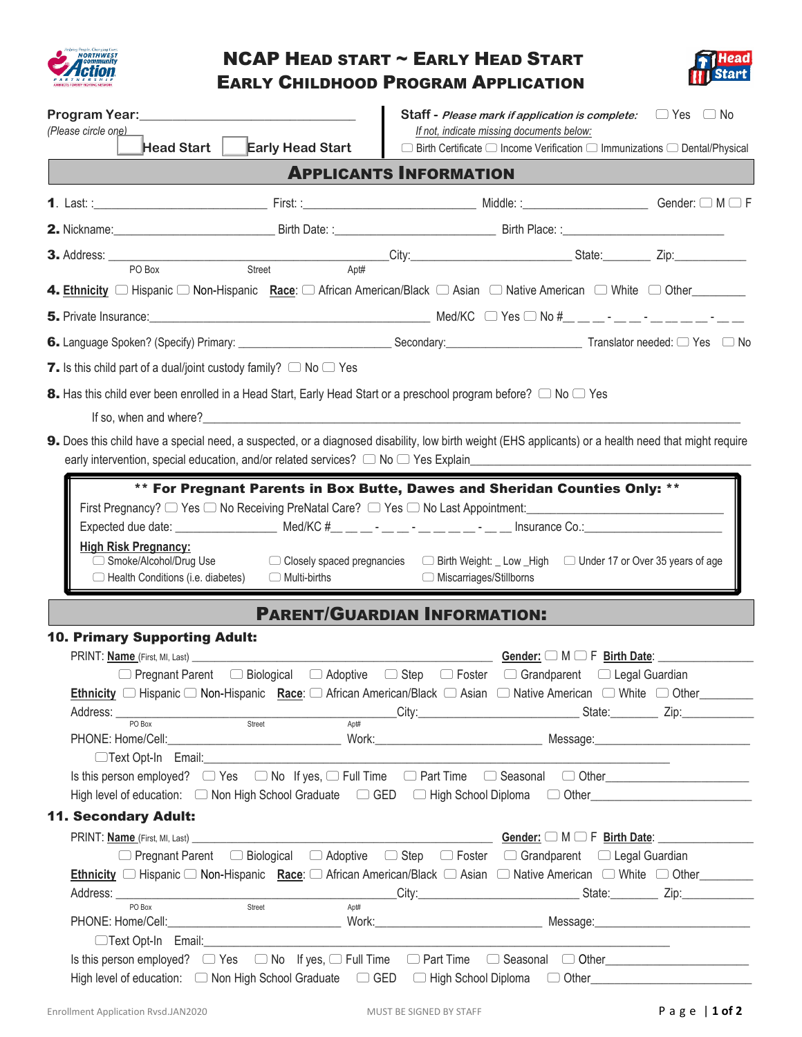# NCAP Head Start ~ Early Head Start
## Early Childhood Program Application

**Program Year:**_______________________________
*(Please circle one)*
☐ Head Start ☐ Early Head Start

**Staff -** ***Please mark if application is complete:*** ☐ Yes ☐ No
*If not, indicate missing documents below:*
☐ Birth Certificate ☐ Income Verification ☐ Immunizations ☐ Dental/Physical

## Applicants Information

**1.** Last: :_________________________ First: :_________________________ Middle: :____________________ Gender: ☐ M ☐ F

**2.** Nickname:_________________________ Birth Date: :_________________________ Birth Place: :_________________________

**3.** Address: _____________________________________________ City:_________________________ State:________ Zip:____________
PO Box Street Apt#

**4.** **Ethnicity** ☐ Hispanic ☐ Non-Hispanic **Race**: ☐ African American/Black ☐ Asian ☐ Native American ☐ White ☐ Other________

**5.** Private Insurance:_____________________________________________ Med/KC ☐ Yes ☐ No #__ __ __ - __ __ - __ __ __ __ - __ __

**6.** Language Spoken? (Specify) Primary: _________________________ Secondary:_________________________ Translator needed: ☐ Yes ☐ No

**7.** Is this child part of a dual/joint custody family? ☐ No ☐ Yes

**8.** Has this child ever been enrolled in a Head Start, Early Head Start or a preschool program before? ☐ No ☐ Yes

If so, when and where?_____________________________________________________________________________

**9.** Does this child have a special need, a suspected, or a diagnosed disability, low birth weight (EHS applicants) or a health need that might require early intervention, special education, and/or related services? ☐ No ☐ Yes Explain_____________________________________________

**\*\* For Pregnant Parents in Box Butte, Dawes and Sheridan Counties Only: \*\***

First Pregnancy? ☐ Yes ☐ No Receiving PreNatal Care? ☐ Yes ☐ No Last Appointment:_________________________________

Expected due date: ________________ Med/KC #__ __ __ - __ __ - __ __ __ __ - __ __ Insurance Co.:_________________________

**High Risk Pregnancy:**
☐ Smoke/Alcohol/Drug Use ☐ Closely spaced pregnancies ☐ Birth Weight: _ Low _High ☐ Under 17 or Over 35 years of age
☐ Health Conditions (i.e. diabetes) ☐ Multi-births ☐ Miscarriages/Stillborns

## Parent/Guardian Information:

### 10. Primary Supporting Adult:

PRINT: **Name** (First, MI, Last) _____________________________________________ **Gender:** ☐ M ☐ F **Birth Date**: _______________

☐ Pregnant Parent ☐ Biological ☐ Adoptive ☐ Step ☐ Foster ☐ Grandparent ☐ Legal Guardian

**Ethnicity** ☐ Hispanic ☐ Non-Hispanic **Race**: ☐ African American/Black ☐ Asian ☐ Native American ☐ White ☐ Other________

Address: _____________________________________________ City:_________________________ State:________ Zip:____________
PO Box Street Apt#

PHONE: Home/Cell:_________________________ Work:_________________________ Message:_________________________

☐Text Opt-In Email:_____________________________________________

Is this person employed? ☐ Yes ☐ No If yes, ☐ Full Time ☐ Part Time ☐ Seasonal ☐ Other______________________

High level of education: ☐ Non High School Graduate ☐ GED ☐ High School Diploma ☐ Other______________________

### 11. Secondary Adult:

PRINT: **Name** (First, MI, Last) _____________________________________________ **Gender:** ☐ M ☐ F **Birth Date**: _______________

☐ Pregnant Parent ☐ Biological ☐ Adoptive ☐ Step ☐ Foster ☐ Grandparent ☐ Legal Guardian

**Ethnicity** ☐ Hispanic ☐ Non-Hispanic **Race**: ☐ African American/Black ☐ Asian ☐ Native American ☐ White ☐ Other________

Address: _____________________________________________ City:_________________________ State:________ Zip:____________
PO Box Street Apt#

PHONE: Home/Cell:_________________________ Work:_________________________ Message:_________________________

☐Text Opt-In Email:_____________________________________________

Is this person employed? ☐ Yes ☐ No If yes, ☐ Full Time ☐ Part Time ☐ Seasonal ☐ Other______________________

High level of education: ☐ Non High School Graduate ☐ GED ☐ High School Diploma ☐ Other______________________

Enrollment Application Rvsd.JAN2020 MUST BE SIGNED BY STAFF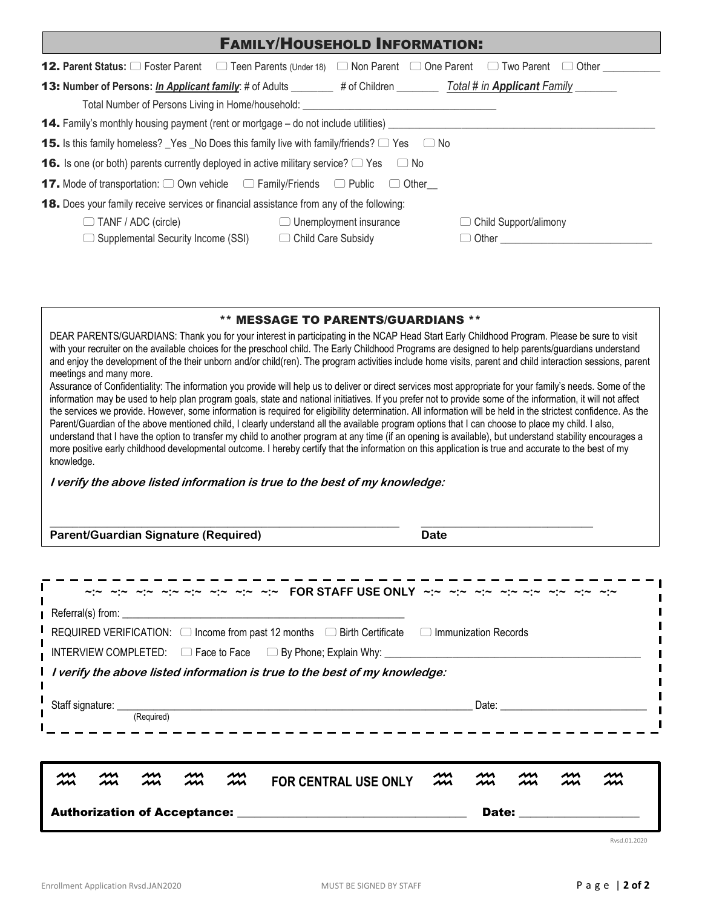## FAMILY/HOUSEHOLD INFORMATION:

**12. Parent Status:** ☐ Foster Parent ☐ Teen Parents (Under 18) ☐ Non Parent ☐ One Parent ☐ Two Parent ☐ Other __________

**13: Number of Persons:** ***In Applicant family***: # of Adults ________ # of Children ________ *Total # in **Applicant** Family* ________

Total Number of Persons Living in Home/household: ____________________________________

**14.** Family's monthly housing payment (rent or mortgage – do not include utilities) __________________________________________________

**15.** Is this family homeless? _Yes _No Does this family live with family/friends? ☐ Yes ☐ No

**16.** Is one (or both) parents currently deployed in active military service? ☐ Yes ☐ No

**17.** Mode of transportation: ☐ Own vehicle ☐ Family/Friends ☐ Public ☐ Other__

**18.** Does your family receive services or financial assistance from any of the following:

☐ TANF / ADC (circle) ☐ Unemployment insurance ☐ Child Support/alimony

☐ Supplemental Security Income (SSI) ☐ Child Care Subsidy ☐ Other ____________________________

### ** MESSAGE TO PARENTS/GUARDIANS **

DEAR PARENTS/GUARDIANS: Thank you for your interest in participating in the NCAP Head Start Early Childhood Program. Please be sure to visit with your recruiter on the available choices for the preschool child. The Early Childhood Programs are designed to help parents/guardians understand and enjoy the development of the their unborn and/or child(ren). The program activities include home visits, parent and child interaction sessions, parent meetings and many more.

Assurance of Confidentiality: The information you provide will help us to deliver or direct services most appropriate for your family's needs. Some of the information may be used to help plan program goals, state and national initiatives. If you prefer not to provide some of the information, it will not affect the services we provide. However, some information is required for eligibility determination. All information will be held in the strictest confidence. As the Parent/Guardian of the above mentioned child, I clearly understand all the available program options that I can choose to place my child. I also, understand that I have the option to transfer my child to another program at any time (if an opening is available), but understand stability encourages a more positive early childhood developmental outcome. I hereby certify that the information on this application is true and accurate to the best of my knowledge.

***I verify the above listed information is true to the best of my knowledge:***

___________________________________________ ______________________________

**Parent/Guardian Signature (Required)** **Date**

~:~ ~:~ ~:~ ~:~ ~:~ ~:~ ~:~ ~:~ **FOR STAFF USE ONLY** ~:~ ~:~ ~:~ ~:~ ~:~ ~:~ ~:~ ~:~

Referral(s) from: ___________________________________________________

REQUIRED VERIFICATION: ☐ Income from past 12 months ☐ Birth Certificate ☐ Immunization Records

INTERVIEW COMPLETED: ☐ Face to Face ☐ By Phone; Explain Why: ______________________________________________

***I verify the above listed information is true to the best of my knowledge:***

Staff signature: _________________________________________________________________ Date: __________________________
(Required)

**FOR CENTRAL USE ONLY**

**Authorization of Acceptance:** ______________________________________ **Date:** ____________________

Rvsd.01.2020

Enrollment Application Rvsd.JAN2020 MUST BE SIGNED BY STAFF